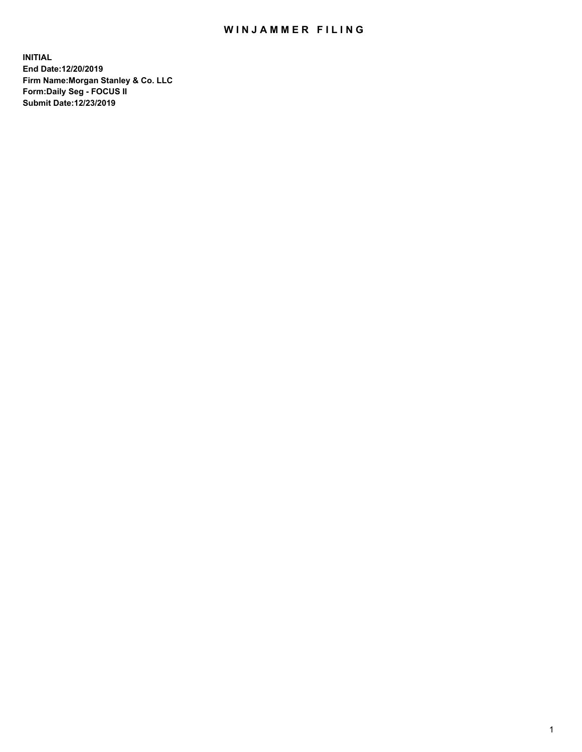# WINJAMMER FILING

**INITIAL**
**End Date:12/20/2019**
**Firm Name:Morgan Stanley & Co. LLC**
**Form:Daily Seg - FOCUS II**
**Submit Date:12/23/2019**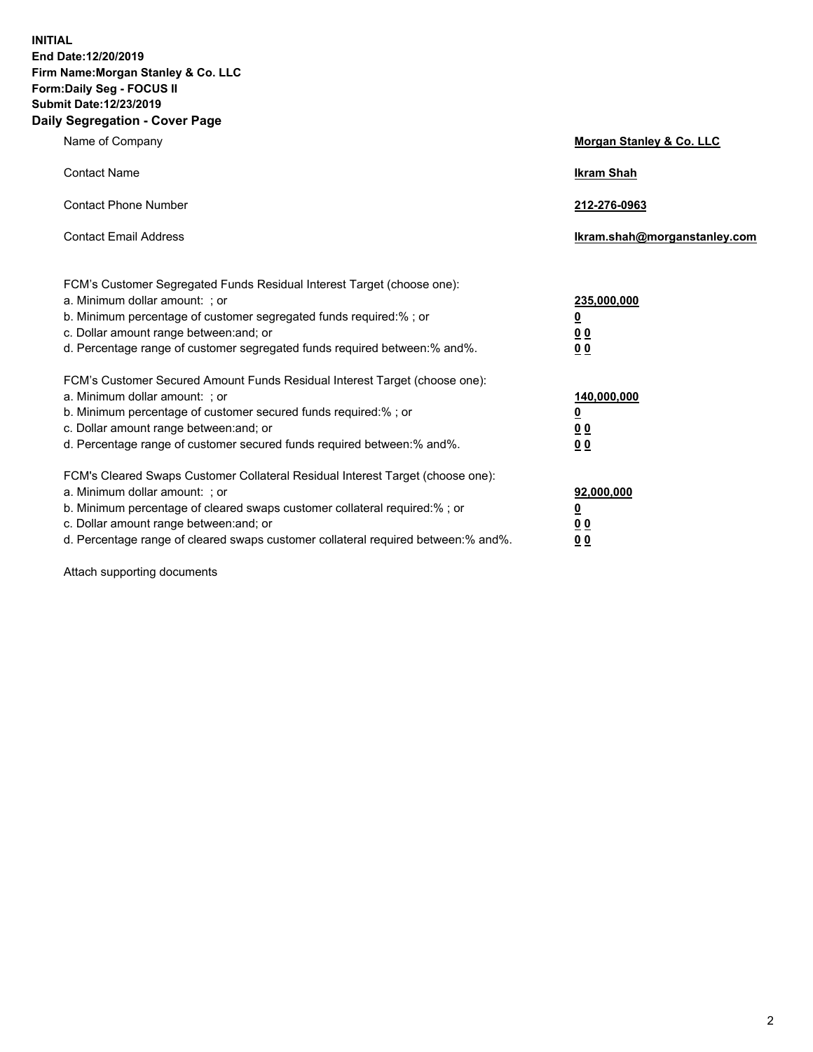**INITIAL**
**End Date:12/20/2019**
**Firm Name:Morgan Stanley & Co. LLC**
**Form:Daily Seg - FOCUS II**
**Submit Date:12/23/2019**

## Daily Segregation - Cover Page

| | |
|---|---|
| Name of Company | **Morgan Stanley & Co. LLC** |
| Contact Name | **Ikram Shah** |
| Contact Phone Number | **212-276-0963** |
| Contact Email Address | **Ikram.shah@morganstanley.com** |

| | |
|---|---|
| FCM's Customer Segregated Funds Residual Interest Target (choose one): | |
| a. Minimum dollar amount: ; or | **235,000,000** |
| b. Minimum percentage of customer segregated funds required:% ; or | **0** |
| c. Dollar amount range between:and; or | **0 0** |
| d. Percentage range of customer segregated funds required between:% and%. | **0 0** |
| FCM's Customer Secured Amount Funds Residual Interest Target (choose one): | |
| a. Minimum dollar amount: ; or | **140,000,000** |
| b. Minimum percentage of customer secured funds required:% ; or | **0** |
| c. Dollar amount range between:and; or | **0 0** |
| d. Percentage range of customer secured funds required between:% and%. | **0 0** |
| FCM's Cleared Swaps Customer Collateral Residual Interest Target (choose one): | |
| a. Minimum dollar amount: ; or | **92,000,000** |
| b. Minimum percentage of cleared swaps customer collateral required:% ; or | **0** |
| c. Dollar amount range between:and; or | **0 0** |
| d. Percentage range of cleared swaps customer collateral required between:% and%. | **0 0** |

Attach supporting documents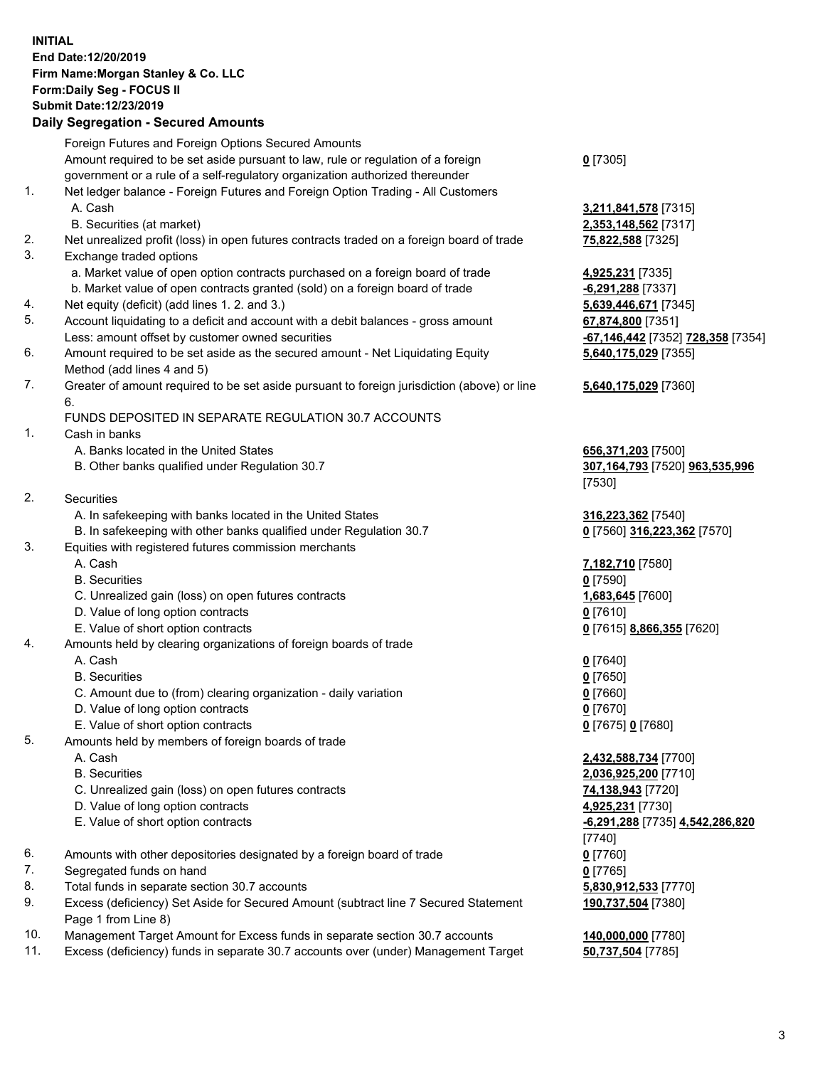**INITIAL**
**End Date:12/20/2019**
**Firm Name:Morgan Stanley & Co. LLC**
**Form:Daily Seg - FOCUS II**
**Submit Date:12/23/2019**

**Daily Segregation - Secured Amounts**

| | | |
|---|---|---|
| | Foreign Futures and Foreign Options Secured Amounts | |
| | Amount required to be set aside pursuant to law, rule or regulation of a foreign government or a rule of a self-regulatory organization authorized thereunder | **0** [7305] |
| 1. | Net ledger balance - Foreign Futures and Foreign Option Trading - All Customers | |
| | A. Cash | **3,211,841,578** [7315] |
| | B. Securities (at market) | **2,353,148,562** [7317] |
| 2. | Net unrealized profit (loss) in open futures contracts traded on a foreign board of trade | **75,822,588** [7325] |
| 3. | Exchange traded options | |
| | a. Market value of open option contracts purchased on a foreign board of trade | **4,925,231** [7335] |
| | b. Market value of open contracts granted (sold) on a foreign board of trade | **-6,291,288** [7337] |
| 4. | Net equity (deficit) (add lines 1. 2. and 3.) | **5,639,446,671** [7345] |
| 5. | Account liquidating to a deficit and account with a debit balances - gross amount | **67,874,800** [7351] |
| | Less: amount offset by customer owned securities | **-67,146,442** [7352] **728,358** [7354] |
| 6. | Amount required to be set aside as the secured amount - Net Liquidating Equity Method (add lines 4 and 5) | **5,640,175,029** [7355] |
| 7. | Greater of amount required to be set aside pursuant to foreign jurisdiction (above) or line 6. | **5,640,175,029** [7360] |
| | FUNDS DEPOSITED IN SEPARATE REGULATION 30.7 ACCOUNTS | |
| 1. | Cash in banks | |
| | A. Banks located in the United States | **656,371,203** [7500] |
| | B. Other banks qualified under Regulation 30.7 | **307,164,793** [7520] **963,535,996** [7530] |
| 2. | Securities | |
| | A. In safekeeping with banks located in the United States | **316,223,362** [7540] |
| | B. In safekeeping with other banks qualified under Regulation 30.7 | **0** [7560] **316,223,362** [7570] |
| 3. | Equities with registered futures commission merchants | |
| | A. Cash | **7,182,710** [7580] |
| | B. Securities | **0** [7590] |
| | C. Unrealized gain (loss) on open futures contracts | **1,683,645** [7600] |
| | D. Value of long option contracts | **0** [7610] |
| | E. Value of short option contracts | **0** [7615] **8,866,355** [7620] |
| 4. | Amounts held by clearing organizations of foreign boards of trade | |
| | A. Cash | **0** [7640] |
| | B. Securities | **0** [7650] |
| | C. Amount due to (from) clearing organization - daily variation | **0** [7660] |
| | D. Value of long option contracts | **0** [7670] |
| | E. Value of short option contracts | **0** [7675] **0** [7680] |
| 5. | Amounts held by members of foreign boards of trade | |
| | A. Cash | **2,432,588,734** [7700] |
| | B. Securities | **2,036,925,200** [7710] |
| | C. Unrealized gain (loss) on open futures contracts | **74,138,943** [7720] |
| | D. Value of long option contracts | **4,925,231** [7730] |
| | E. Value of short option contracts | **-6,291,288** [7735] **4,542,286,820** [7740] |
| 6. | Amounts with other depositories designated by a foreign board of trade | **0** [7760] |
| 7. | Segregated funds on hand | **0** [7765] |
| 8. | Total funds in separate section 30.7 accounts | **5,830,912,533** [7770] |
| 9. | Excess (deficiency) Set Aside for Secured Amount (subtract line 7 Secured Statement Page 1 from Line 8) | **190,737,504** [7380] |
| 10. | Management Target Amount for Excess funds in separate section 30.7 accounts | **140,000,000** [7780] |
| 11. | Excess (deficiency) funds in separate 30.7 accounts over (under) Management Target | **50,737,504** [7785] |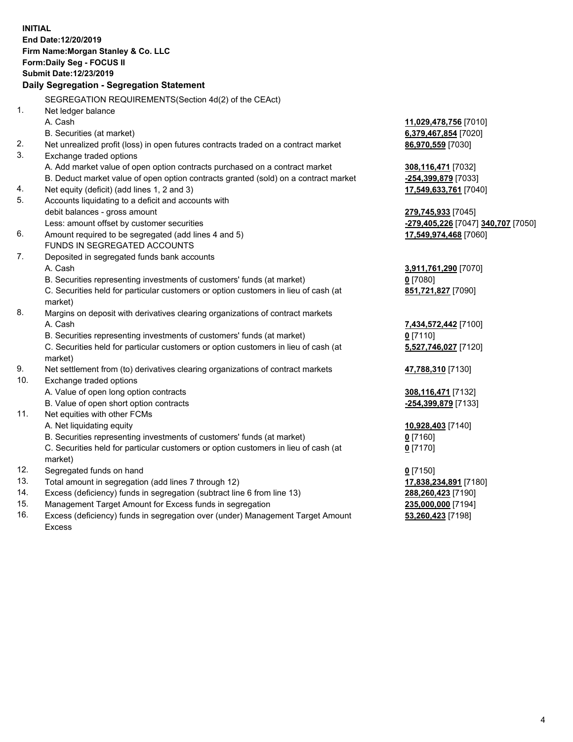**INITIAL**
**End Date:12/20/2019**
**Firm Name:Morgan Stanley & Co. LLC**
**Form:Daily Seg - FOCUS II**
**Submit Date:12/23/2019**

## Daily Segregation - Segregation Statement

SEGREGATION REQUIREMENTS(Section 4d(2) of the CEAct)

| | | |
|---|---|---|
| 1. | Net ledger balance | |
| | A. Cash | **11,029,478,756** [7010] |
| | B. Securities (at market) | **6,379,467,854** [7020] |
| 2. | Net unrealized profit (loss) in open futures contracts traded on a contract market | **86,970,559** [7030] |
| 3. | Exchange traded options | |
| | A. Add market value of open option contracts purchased on a contract market | **308,116,471** [7032] |
| | B. Deduct market value of open option contracts granted (sold) on a contract market | **-254,399,879** [7033] |
| 4. | Net equity (deficit) (add lines 1, 2 and 3) | **17,549,633,761** [7040] |
| 5. | Accounts liquidating to a deficit and accounts with | |
| | debit balances - gross amount | **279,745,933** [7045] |
| | Less: amount offset by customer securities | **-279,405,226** [7047] **340,707** [7050] |
| 6. | Amount required to be segregated (add lines 4 and 5) | **17,549,974,468** [7060] |
| | FUNDS IN SEGREGATED ACCOUNTS | |
| 7. | Deposited in segregated funds bank accounts | |
| | A. Cash | **3,911,761,290** [7070] |
| | B. Securities representing investments of customers' funds (at market) | **0** [7080] |
| | C. Securities held for particular customers or option customers in lieu of cash (at market) | **851,721,827** [7090] |
| 8. | Margins on deposit with derivatives clearing organizations of contract markets | |
| | A. Cash | **7,434,572,442** [7100] |
| | B. Securities representing investments of customers' funds (at market) | **0** [7110] |
| | C. Securities held for particular customers or option customers in lieu of cash (at market) | **5,527,746,027** [7120] |
| 9. | Net settlement from (to) derivatives clearing organizations of contract markets | **47,788,310** [7130] |
| 10. | Exchange traded options | |
| | A. Value of open long option contracts | **308,116,471** [7132] |
| | B. Value of open short option contracts | **-254,399,879** [7133] |
| 11. | Net equities with other FCMs | |
| | A. Net liquidating equity | **10,928,403** [7140] |
| | B. Securities representing investments of customers' funds (at market) | **0** [7160] |
| | C. Securities held for particular customers or option customers in lieu of cash (at market) | **0** [7170] |
| 12. | Segregated funds on hand | **0** [7150] |
| 13. | Total amount in segregation (add lines 7 through 12) | **17,838,234,891** [7180] |
| 14. | Excess (deficiency) funds in segregation (subtract line 6 from line 13) | **288,260,423** [7190] |
| 15. | Management Target Amount for Excess funds in segregation | **235,000,000** [7194] |
| 16. | Excess (deficiency) funds in segregation over (under) Management Target Amount Excess | **53,260,423** [7198] |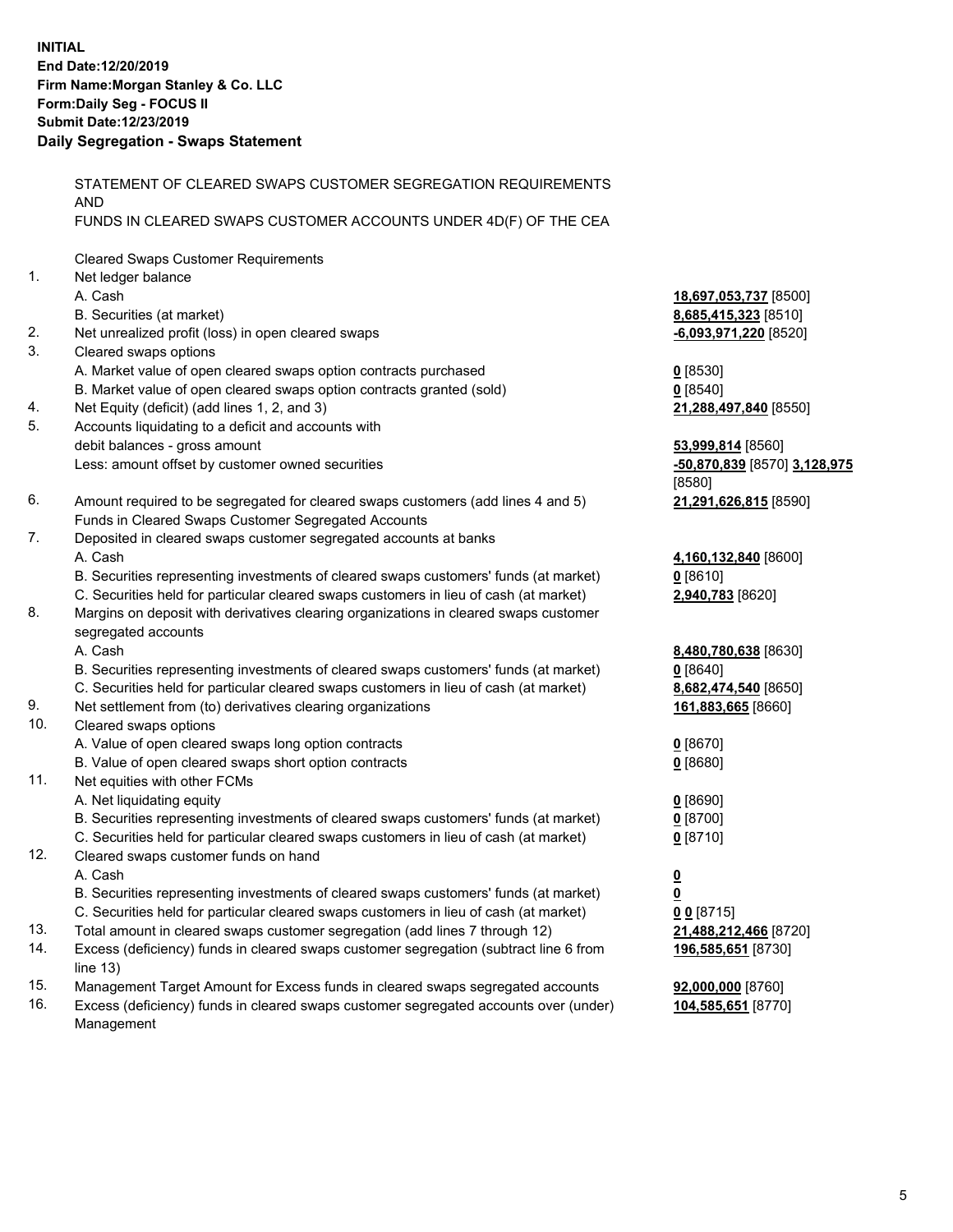**INITIAL**
**End Date:12/20/2019**
**Firm Name:Morgan Stanley & Co. LLC**
**Form:Daily Seg - FOCUS II**
**Submit Date:12/23/2019**
**Daily Segregation - Swaps Statement**

STATEMENT OF CLEARED SWAPS CUSTOMER SEGREGATION REQUIREMENTS AND FUNDS IN CLEARED SWAPS CUSTOMER ACCOUNTS UNDER 4D(F) OF THE CEA

| | | |
|---|---|---|
| | Cleared Swaps Customer Requirements | |
| 1. | Net ledger balance | |
| | A. Cash | **18,697,053,737** [8500] |
| | B. Securities (at market) | **8,685,415,323** [8510] |
| 2. | Net unrealized profit (loss) in open cleared swaps | **-6,093,971,220** [8520] |
| 3. | Cleared swaps options | |
| | A. Market value of open cleared swaps option contracts purchased | **0** [8530] |
| | B. Market value of open cleared swaps option contracts granted (sold) | **0** [8540] |
| 4. | Net Equity (deficit) (add lines 1, 2, and 3) | **21,288,497,840** [8550] |
| 5. | Accounts liquidating to a deficit and accounts with debit balances - gross amount | **53,999,814** [8560] |
| | Less: amount offset by customer owned securities | **-50,870,839** [8570] **3,128,975** [8580] |
| 6. | Amount required to be segregated for cleared swaps customers (add lines 4 and 5) | **21,291,626,815** [8590] |
| | Funds in Cleared Swaps Customer Segregated Accounts | |
| 7. | Deposited in cleared swaps customer segregated accounts at banks | |
| | A. Cash | **4,160,132,840** [8600] |
| | B. Securities representing investments of cleared swaps customers' funds (at market) | **0** [8610] |
| | C. Securities held for particular cleared swaps customers in lieu of cash (at market) | **2,940,783** [8620] |
| 8. | Margins on deposit with derivatives clearing organizations in cleared swaps customer segregated accounts | |
| | A. Cash | **8,480,780,638** [8630] |
| | B. Securities representing investments of cleared swaps customers' funds (at market) | **0** [8640] |
| | C. Securities held for particular cleared swaps customers in lieu of cash (at market) | **8,682,474,540** [8650] |
| 9. | Net settlement from (to) derivatives clearing organizations | **161,883,665** [8660] |
| 10. | Cleared swaps options | |
| | A. Value of open cleared swaps long option contracts | **0** [8670] |
| | B. Value of open cleared swaps short option contracts | **0** [8680] |
| 11. | Net equities with other FCMs | |
| | A. Net liquidating equity | **0** [8690] |
| | B. Securities representing investments of cleared swaps customers' funds (at market) | **0** [8700] |
| | C. Securities held for particular cleared swaps customers in lieu of cash (at market) | **0** [8710] |
| 12. | Cleared swaps customer funds on hand | |
| | A. Cash | **0** |
| | B. Securities representing investments of cleared swaps customers' funds (at market) | **0** |
| | C. Securities held for particular cleared swaps customers in lieu of cash (at market) | **0** **0** [8715] |
| 13. | Total amount in cleared swaps customer segregation (add lines 7 through 12) | **21,488,212,466** [8720] |
| 14. | Excess (deficiency) funds in cleared swaps customer segregation (subtract line 6 from line 13) | **196,585,651** [8730] |
| 15. | Management Target Amount for Excess funds in cleared swaps segregated accounts | **92,000,000** [8760] |
| 16. | Excess (deficiency) funds in cleared swaps customer segregated accounts over (under) Management | **104,585,651** [8770] |